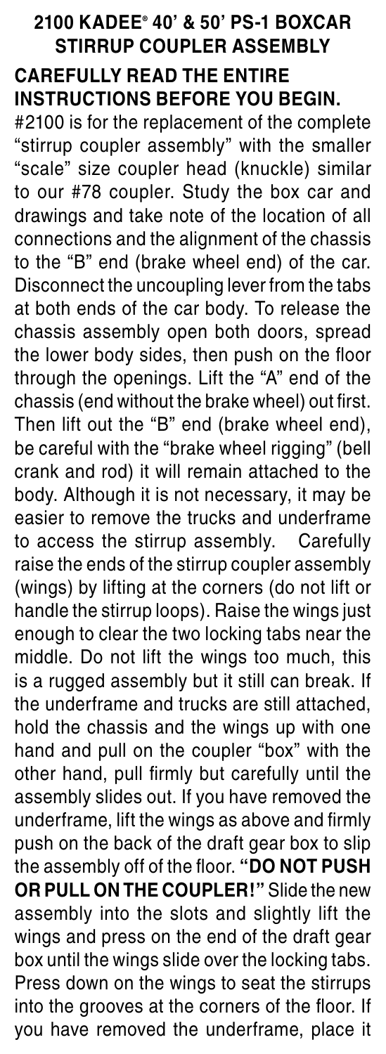# 2100 KADEE® 40' & 50' PS-1 BOXCAR STIRRUP COUPLER ASSEMBLY

## CAREFULLY READ THE ENTIRE INSTRUCTIONS BEFORE YOU BEGIN.

#2100 is for the replacement of the complete "stirrup coupler assembly" with the smaller "scale" size coupler head (knuckle) similar to our #78 coupler. Study the box car and drawings and take note of the location of all connections and the alignment of the chassis to the "B" end (brake wheel end) of the car. Disconnect the uncoupling lever from the tabs at both ends of the car body. To release the chassis assembly open both doors, spread the lower body sides, then push on the floor through the openings. Lift the "A" end of the chassis (end without the brake wheel) out first. Then lift out the "B" end (brake wheel end), be careful with the "brake wheel rigging" (bell crank and rod) it will remain attached to the body. Although it is not necessary, it may be easier to remove the trucks and underframe to access the stirrup assembly. Carefully raise the ends of the stirrup coupler assembly (wings) by lifting at the corners (do not lift or handle the stirrup loops). Raise the wings just enough to clear the two locking tabs near the middle. Do not lift the wings too much, this is a rugged assembly but it still can break. If the underframe and trucks are still attached, hold the chassis and the wings up with one hand and pull on the coupler "box" with the other hand, pull firmly but carefully until the assembly slides out. If you have removed the underframe, lift the wings as above and firmly push on the back of the draft gear box to slip the assembly off of the floor. **"DO NOT PUSH OR PULL ON THE COUPLER!"** Slide the new assembly into the slots and slightly lift the wings and press on the end of the draft gear box until the wings slide over the locking tabs. Press down on the wings to seat the stirrups into the grooves at the corners of the floor. If you have removed the underframe, place it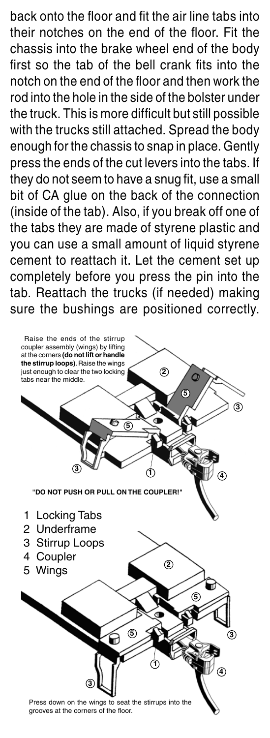back onto the floor and fit the air line tabs into their notches on the end of the floor. Fit the chassis into the brake wheel end of the body first so the tab of the bell crank fits into the notch on the end of the floor and then work the rod into the hole in the side of the bolster under the truck. This is more difficult but still possible with the trucks still attached. Spread the body enough for the chassis to snap in place. Gently press the ends of the cut levers into the tabs. If they do not seem to have a snug fit, use a small bit of CA glue on the back of the connection (inside of the tab). Also, if you break off one of the tabs they are made of styrene plastic and you can use a small amount of liquid styrene cement to reattach it. Let the cement set up completely before you press the pin into the tab. Reattach the trucks (if needed) making sure the bushings are positioned correctly.

Raise the ends of the stirrup coupler assembly (wings) by lifting at the corners **(do not lift or handle the stirrup loops)**. Raise the wings just enough to clear the two locking tabs near the middle.

**"DO NOT PUSH OR PULL ON THE COUPLER!"**

1. Locking Tabs
2. Underframe
3. Stirrup Loops
4. Coupler
5. Wings

Press down on the wings to seat the stirrups into the grooves at the corners of the floor.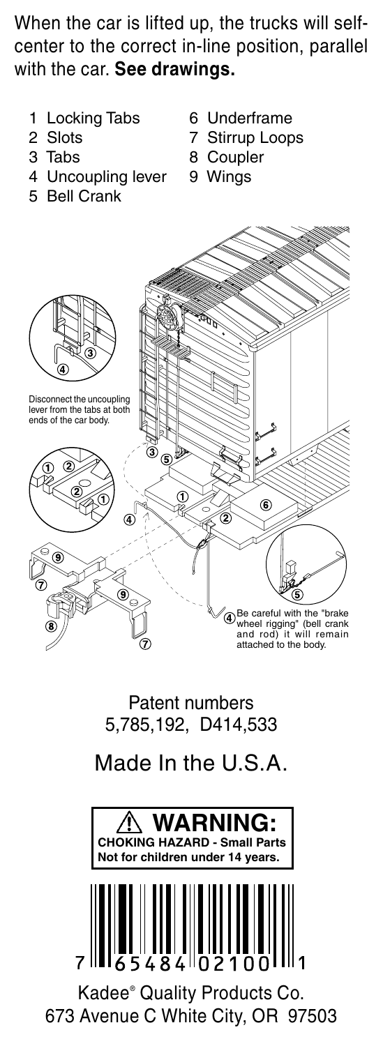When the car is lifted up, the trucks will self-center to the correct in-line position, parallel with the car. **See drawings.**

1 Locking Tabs
2 Slots
3 Tabs
4 Uncoupling lever
5 Bell Crank
6 Underframe
7 Stirrup Loops
8 Coupler
9 Wings

Disconnect the uncoupling lever from the tabs at both ends of the car body.

Be careful with the "brake wheel rigging" (bell crank and rod) it will remain attached to the body.

Patent numbers
5,785,192, D414,533

Made In the U.S.A.

**⚠ WARNING:**
**CHOKING HAZARD - Small Parts**
**Not for children under 14 years.**

7 65484 02100 1

Kadee® Quality Products Co.
673 Avenue C White City, OR 97503